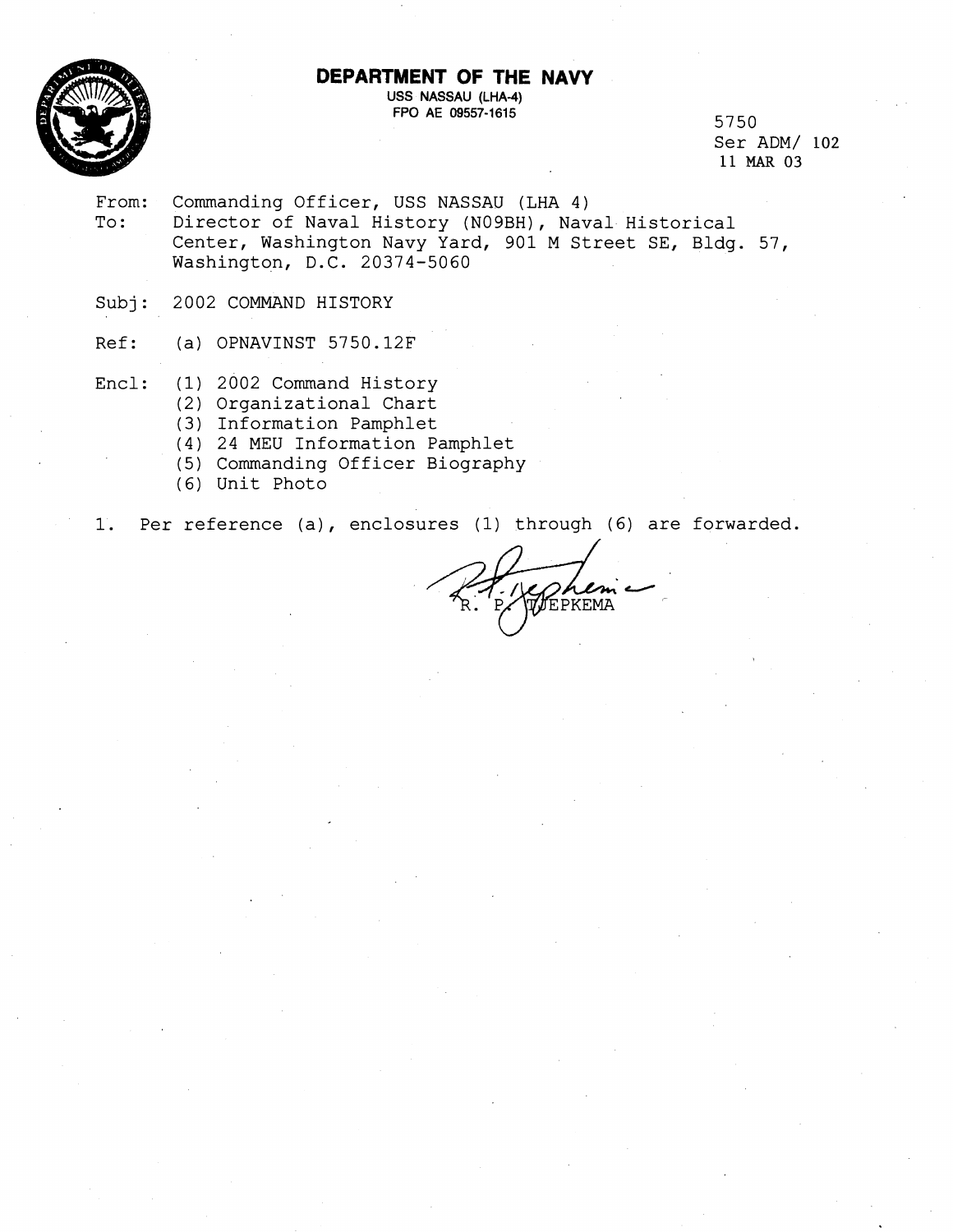# DEPARTMENT OF THE NAVY

USS NASSAU (LHA-4)
FPO AE 09557-1615

5750
Ser ADM/ 102
11 MAR 03

From: Commanding Officer, USS NASSAU (LHA 4)
To: Director of Naval History (N09BH), Naval Historical Center, Washington Navy Yard, 901 M Street SE, Bldg. 57, Washington, D.C. 20374-5060

Subj: 2002 COMMAND HISTORY

Ref: (a) OPNAVINST 5750.12F

Encl: (1) 2002 Command History
(2) Organizational Chart
(3) Information Pamphlet
(4) 24 MEU Information Pamphlet
(5) Commanding Officer Biography
(6) Unit Photo

1. Per reference (a), enclosures (1) through (6) are forwarded.

R. P. TJEPKEMA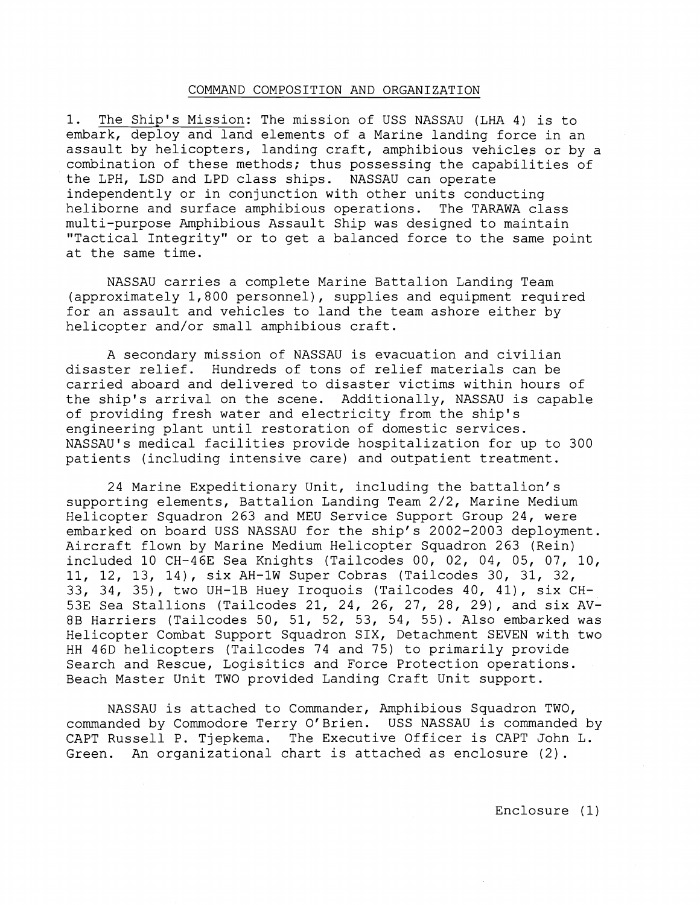## COMMAND COMPOSITION AND ORGANIZATION

1. The Ship's Mission: The mission of USS NASSAU (LHA 4) is to embark, deploy and land elements of a Marine landing force in an assault by helicopters, landing craft, amphibious vehicles or by a combination of these methods; thus possessing the capabilities of the LPH, LSD and LPD class ships. NASSAU can operate independently or in conjunction with other units conducting heliborne and surface amphibious operations. The TARAWA class multi-purpose Amphibious Assault Ship was designed to maintain "Tactical Integrity" or to get a balanced force to the same point at the same time.

NASSAU carries a complete Marine Battalion Landing Team (approximately 1,800 personnel), supplies and equipment required for an assault and vehicles to land the team ashore either by helicopter and/or small amphibious craft.

A secondary mission of NASSAU is evacuation and civilian disaster relief. Hundreds of tons of relief materials can be carried aboard and delivered to disaster victims within hours of the ship's arrival on the scene. Additionally, NASSAU is capable of providing fresh water and electricity from the ship's engineering plant until restoration of domestic services. NASSAU's medical facilities provide hospitalization for up to 300 patients (including intensive care) and outpatient treatment.

24 Marine Expeditionary Unit, including the battalion's supporting elements, Battalion Landing Team 2/2, Marine Medium Helicopter Squadron 263 and MEU Service Support Group 24, were embarked on board USS NASSAU for the ship's 2002-2003 deployment. Aircraft flown by Marine Medium Helicopter Squadron 263 (Rein) included 10 CH-46E Sea Knights (Tailcodes 00, 02, 04, 05, 07, 10, 11, 12, 13, 14), six AH-1W Super Cobras (Tailcodes 30, 31, 32, 33, 34, 35), two UH-1B Huey Iroquois (Tailcodes 40, 41), six CH-53E Sea Stallions (Tailcodes 21, 24, 26, 27, 28, 29), and six AV-8B Harriers (Tailcodes 50, 51, 52, 53, 54, 55). Also embarked was Helicopter Combat Support Squadron SIX, Detachment SEVEN with two HH 46D helicopters (Tailcodes 74 and 75) to primarily provide Search and Rescue, Logisitics and Force Protection operations. Beach Master Unit TWO provided Landing Craft Unit support.

NASSAU is attached to Commander, Amphibious Squadron TWO, commanded by Commodore Terry O'Brien. USS NASSAU is commanded by CAPT Russell P. Tjepkema. The Executive Officer is CAPT John L. Green. An organizational chart is attached as enclosure (2).

Enclosure (1)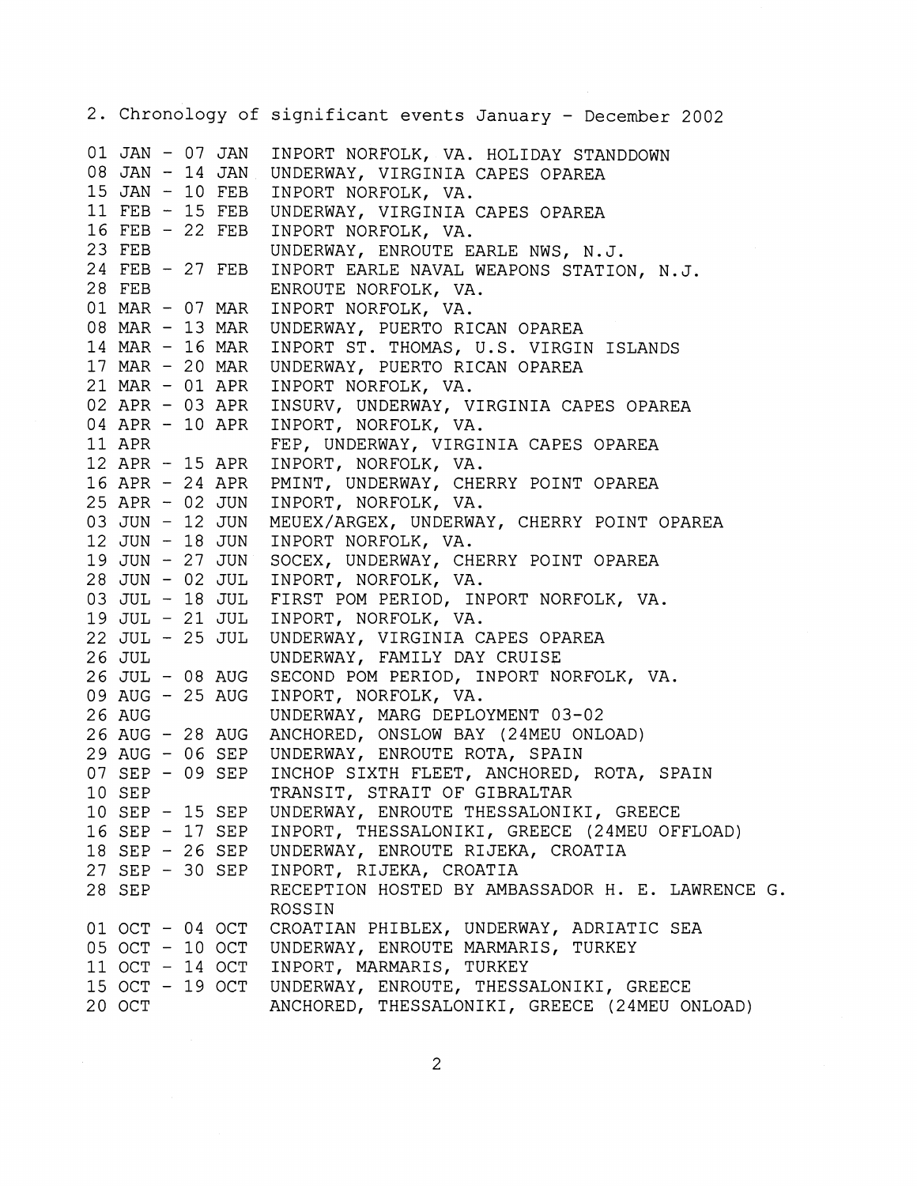2. Chronology of significant events January - December 2002

| | |
|---|---|
| 01 JAN - 07 JAN | INPORT NORFOLK, VA. HOLIDAY STANDDOWN |
| 08 JAN - 14 JAN | UNDERWAY, VIRGINIA CAPES OPAREA |
| 15 JAN - 10 FEB | INPORT NORFOLK, VA. |
| 11 FEB - 15 FEB | UNDERWAY, VIRGINIA CAPES OPAREA |
| 16 FEB - 22 FEB | INPORT NORFOLK, VA. |
| 23 FEB | UNDERWAY, ENROUTE EARLE NWS, N.J. |
| 24 FEB - 27 FEB | INPORT EARLE NAVAL WEAPONS STATION, N.J. |
| 28 FEB | ENROUTE NORFOLK, VA. |
| 01 MAR - 07 MAR | INPORT NORFOLK, VA. |
| 08 MAR - 13 MAR | UNDERWAY, PUERTO RICAN OPAREA |
| 14 MAR - 16 MAR | INPORT ST. THOMAS, U.S. VIRGIN ISLANDS |
| 17 MAR - 20 MAR | UNDERWAY, PUERTO RICAN OPAREA |
| 21 MAR - 01 APR | INPORT NORFOLK, VA. |
| 02 APR - 03 APR | INSURV, UNDERWAY, VIRGINIA CAPES OPAREA |
| 04 APR - 10 APR | INPORT, NORFOLK, VA. |
| 11 APR | FEP, UNDERWAY, VIRGINIA CAPES OPAREA |
| 12 APR - 15 APR | INPORT, NORFOLK, VA. |
| 16 APR - 24 APR | PMINT, UNDERWAY, CHERRY POINT OPAREA |
| 25 APR - 02 JUN | INPORT, NORFOLK, VA. |
| 03 JUN - 12 JUN | MEUEX/ARGEX, UNDERWAY, CHERRY POINT OPAREA |
| 12 JUN - 18 JUN | INPORT NORFOLK, VA. |
| 19 JUN - 27 JUN | SOCEX, UNDERWAY, CHERRY POINT OPAREA |
| 28 JUN - 02 JUL | INPORT, NORFOLK, VA. |
| 03 JUL - 18 JUL | FIRST POM PERIOD, INPORT NORFOLK, VA. |
| 19 JUL - 21 JUL | INPORT, NORFOLK, VA. |
| 22 JUL - 25 JUL | UNDERWAY, VIRGINIA CAPES OPAREA |
| 26 JUL | UNDERWAY, FAMILY DAY CRUISE |
| 26 JUL - 08 AUG | SECOND POM PERIOD, INPORT NORFOLK, VA. |
| 09 AUG - 25 AUG | INPORT, NORFOLK, VA. |
| 26 AUG | UNDERWAY, MARG DEPLOYMENT 03-02 |
| 26 AUG - 28 AUG | ANCHORED, ONSLOW BAY (24MEU ONLOAD) |
| 29 AUG - 06 SEP | UNDERWAY, ENROUTE ROTA, SPAIN |
| 07 SEP - 09 SEP | INCHOP SIXTH FLEET, ANCHORED, ROTA, SPAIN |
| 10 SEP | TRANSIT, STRAIT OF GIBRALTAR |
| 10 SEP - 15 SEP | UNDERWAY, ENROUTE THESSALONIKI, GREECE |
| 16 SEP - 17 SEP | INPORT, THESSALONIKI, GREECE (24MEU OFFLOAD) |
| 18 SEP - 26 SEP | UNDERWAY, ENROUTE RIJEKA, CROATIA |
| 27 SEP - 30 SEP | INPORT, RIJEKA, CROATIA |
| 28 SEP | RECEPTION HOSTED BY AMBASSADOR H. E. LAWRENCE G. ROSSIN |
| 01 OCT - 04 OCT | CROATIAN PHIBLEX, UNDERWAY, ADRIATIC SEA |
| 05 OCT - 10 OCT | UNDERWAY, ENROUTE MARMARIS, TURKEY |
| 11 OCT - 14 OCT | INPORT, MARMARIS, TURKEY |
| 15 OCT - 19 OCT | UNDERWAY, ENROUTE, THESSALONIKI, GREECE |
| 20 OCT | ANCHORED, THESSALONIKI, GREECE (24MEU ONLOAD) |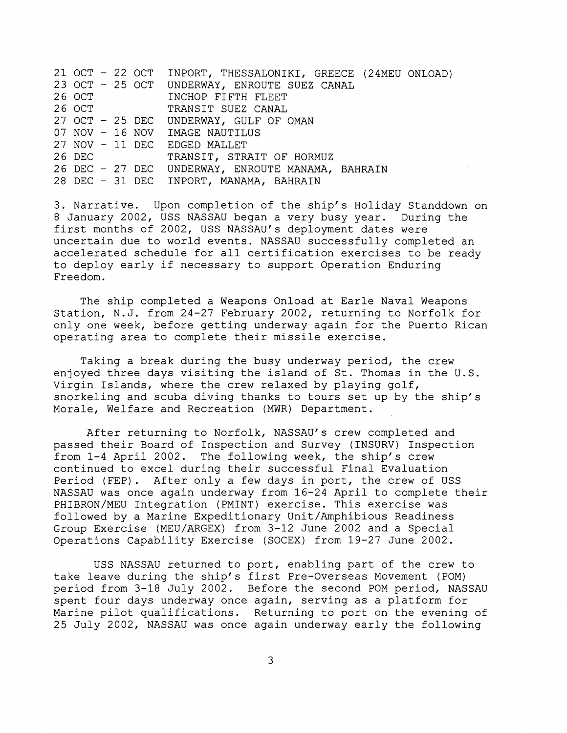| | |
|---|---|
| 21 OCT - 22 OCT | INPORT, THESSALONIKI, GREECE (24MEU ONLOAD) |
| 23 OCT - 25 OCT | UNDERWAY, ENROUTE SUEZ CANAL |
| 26 OCT | INCHOP FIFTH FLEET |
| 26 OCT | TRANSIT SUEZ CANAL |
| 27 OCT - 25 DEC | UNDERWAY, GULF OF OMAN |
| 07 NOV - 16 NOV | IMAGE NAUTILUS |
| 27 NOV - 11 DEC | EDGED MALLET |
| 26 DEC | TRANSIT, STRAIT OF HORMUZ |
| 26 DEC - 27 DEC | UNDERWAY, ENROUTE MANAMA, BAHRAIN |
| 28 DEC - 31 DEC | INPORT, MANAMA, BAHRAIN |

3. Narrative. Upon completion of the ship's Holiday Standdown on 8 January 2002, USS NASSAU began a very busy year. During the first months of 2002, USS NASSAU's deployment dates were uncertain due to world events. NASSAU successfully completed an accelerated schedule for all certification exercises to be ready to deploy early if necessary to support Operation Enduring Freedom.

The ship completed a Weapons Onload at Earle Naval Weapons Station, N.J. from 24-27 February 2002, returning to Norfolk for only one week, before getting underway again for the Puerto Rican operating area to complete their missile exercise.

Taking a break during the busy underway period, the crew enjoyed three days visiting the island of St. Thomas in the U.S. Virgin Islands, where the crew relaxed by playing golf, snorkeling and scuba diving thanks to tours set up by the ship's Morale, Welfare and Recreation (MWR) Department.

After returning to Norfolk, NASSAU's crew completed and passed their Board of Inspection and Survey (INSURV) Inspection from 1-4 April 2002. The following week, the ship's crew continued to excel during their successful Final Evaluation Period (FEP). After only a few days in port, the crew of USS NASSAU was once again underway from 16-24 April to complete their PHIBRON/MEU Integration (PMINT) exercise. This exercise was followed by a Marine Expeditionary Unit/Amphibious Readiness Group Exercise (MEU/ARGEX) from 3-12 June 2002 and a Special Operations Capability Exercise (SOCEX) from 19-27 June 2002.

USS NASSAU returned to port, enabling part of the crew to take leave during the ship's first Pre-Overseas Movement (POM) period from 3-18 July 2002. Before the second POM period, NASSAU spent four days underway once again, serving as a platform for Marine pilot qualifications. Returning to port on the evening of 25 July 2002, NASSAU was once again underway early the following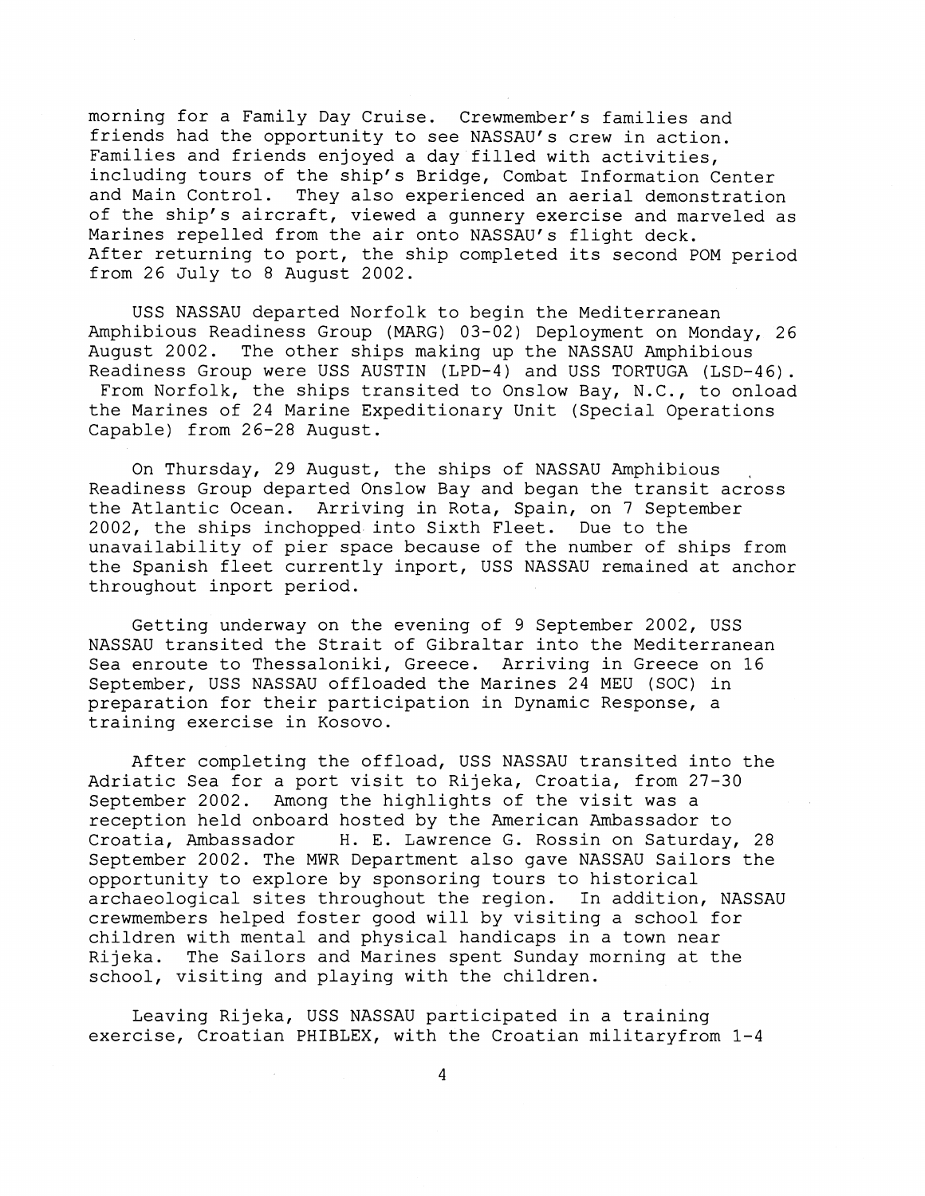morning for a Family Day Cruise. Crewmember's families and friends had the opportunity to see NASSAU's crew in action. Families and friends enjoyed a day filled with activities, including tours of the ship's Bridge, Combat Information Center and Main Control. They also experienced an aerial demonstration of the ship's aircraft, viewed a gunnery exercise and marveled as Marines repelled from the air onto NASSAU's flight deck. After returning to port, the ship completed its second POM period from 26 July to 8 August 2002.

USS NASSAU departed Norfolk to begin the Mediterranean Amphibious Readiness Group (MARG) 03-02) Deployment on Monday, 26 August 2002. The other ships making up the NASSAU Amphibious Readiness Group were USS AUSTIN (LPD-4) and USS TORTUGA (LSD-46). From Norfolk, the ships transited to Onslow Bay, N.C., to onload the Marines of 24 Marine Expeditionary Unit (Special Operations Capable) from 26-28 August.

On Thursday, 29 August, the ships of NASSAU Amphibious Readiness Group departed Onslow Bay and began the transit across the Atlantic Ocean. Arriving in Rota, Spain, on 7 September 2002, the ships inchopped into Sixth Fleet. Due to the unavailability of pier space because of the number of ships from the Spanish fleet currently inport, USS NASSAU remained at anchor throughout inport period.

Getting underway on the evening of 9 September 2002, USS NASSAU transited the Strait of Gibraltar into the Mediterranean Sea enroute to Thessaloniki, Greece. Arriving in Greece on 16 September, USS NASSAU offloaded the Marines 24 MEU (SOC) in preparation for their participation in Dynamic Response, a training exercise in Kosovo.

After completing the offload, USS NASSAU transited into the Adriatic Sea for a port visit to Rijeka, Croatia, from 27-30 September 2002. Among the highlights of the visit was a reception held onboard hosted by the American Ambassador to Croatia, Ambassador H. E. Lawrence G. Rossin on Saturday, 28 September 2002. The MWR Department also gave NASSAU Sailors the opportunity to explore by sponsoring tours to historical archaeological sites throughout the region. In addition, NASSAU crewmembers helped foster good will by visiting a school for children with mental and physical handicaps in a town near Rijeka. The Sailors and Marines spent Sunday morning at the school, visiting and playing with the children.

Leaving Rijeka, USS NASSAU participated in a training exercise, Croatian PHIBLEX, with the Croatian militaryfrom 1-4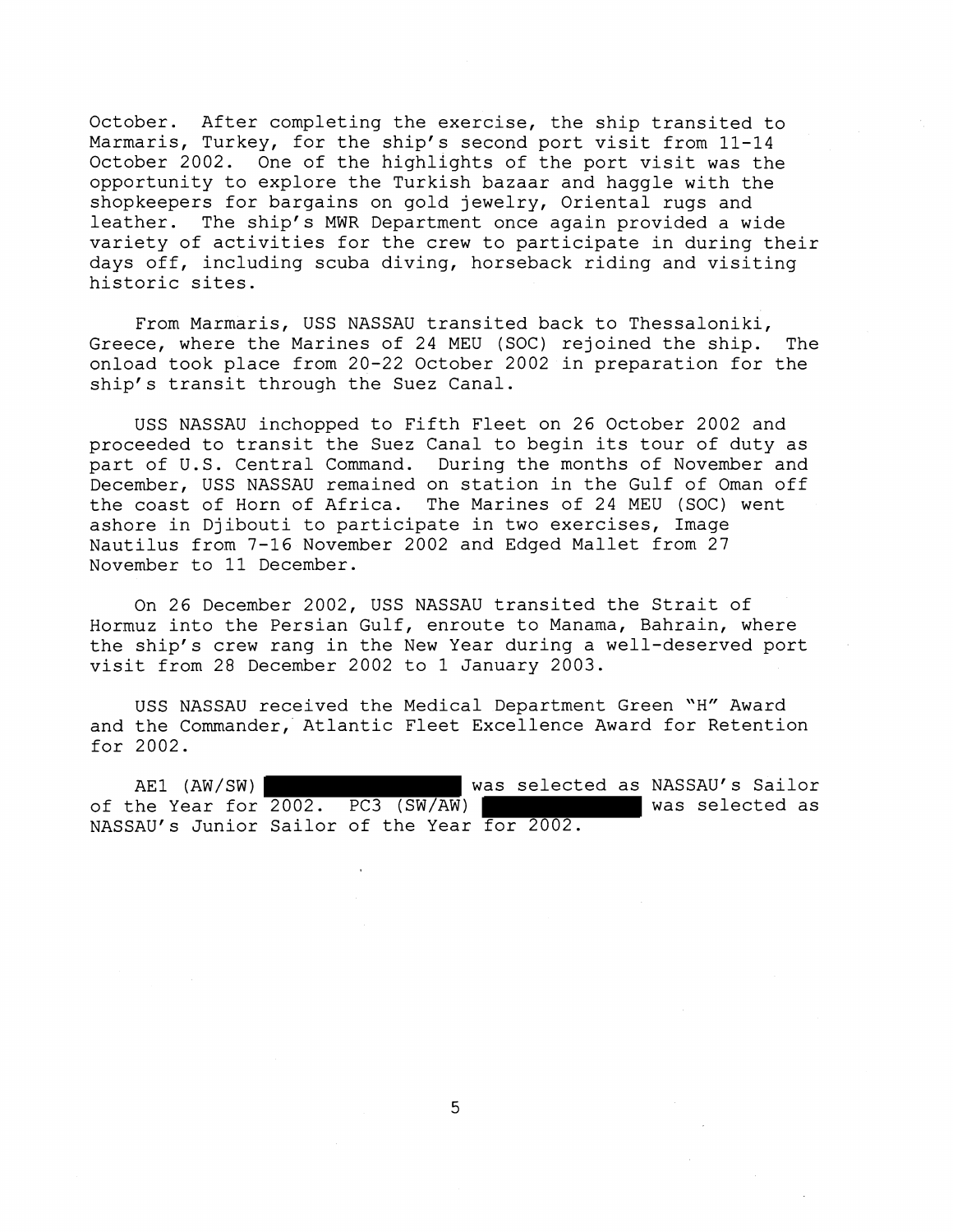October. After completing the exercise, the ship transited to Marmaris, Turkey, for the ship's second port visit from 11-14 October 2002. One of the highlights of the port visit was the opportunity to explore the Turkish bazaar and haggle with the shopkeepers for bargains on gold jewelry, Oriental rugs and leather. The ship's MWR Department once again provided a wide variety of activities for the crew to participate in during their days off, including scuba diving, horseback riding and visiting historic sites.

From Marmaris, USS NASSAU transited back to Thessaloniki, Greece, where the Marines of 24 MEU (SOC) rejoined the ship. The onload took place from 20-22 October 2002 in preparation for the ship's transit through the Suez Canal.

USS NASSAU inchopped to Fifth Fleet on 26 October 2002 and proceeded to transit the Suez Canal to begin its tour of duty as part of U.S. Central Command. During the months of November and December, USS NASSAU remained on station in the Gulf of Oman off the coast of Horn of Africa. The Marines of 24 MEU (SOC) went ashore in Djibouti to participate in two exercises, Image Nautilus from 7-16 November 2002 and Edged Mallet from 27 November to 11 December.

On 26 December 2002, USS NASSAU transited the Strait of Hormuz into the Persian Gulf, enroute to Manama, Bahrain, where the ship's crew rang in the New Year during a well-deserved port visit from 28 December 2002 to 1 January 2003.

USS NASSAU received the Medical Department Green "H" Award and the Commander, Atlantic Fleet Excellence Award for Retention for 2002.

AE1 (AW/SW) ██████████ was selected as NASSAU's Sailor of the Year for 2002. PC3 (SW/AW) ██████████ was selected as NASSAU's Junior Sailor of the Year for 2002.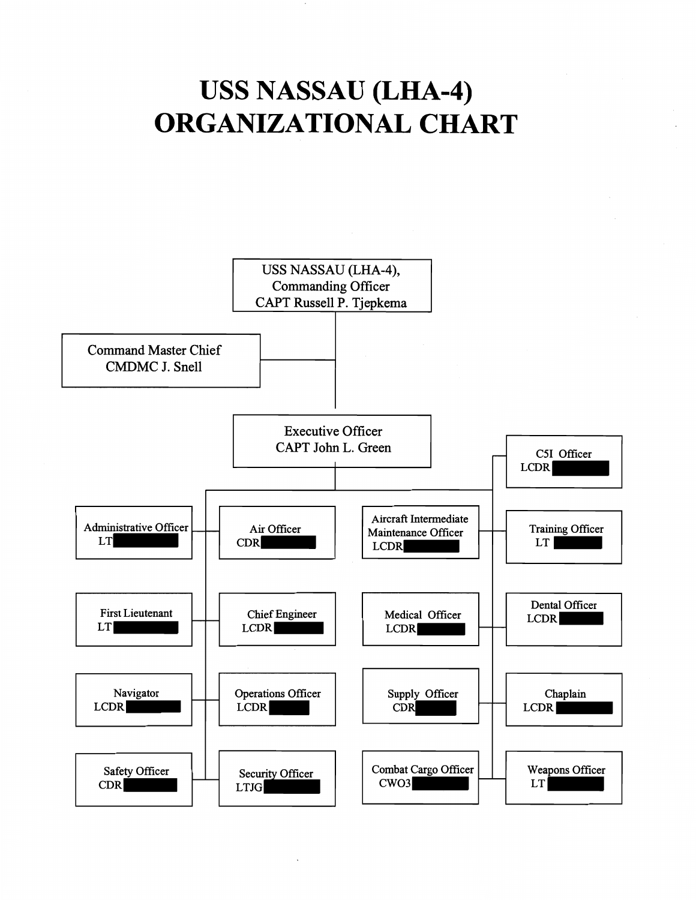# USS NASSAU (LHA-4) ORGANIZATIONAL CHART

USS NASSAU (LHA-4),
Commanding Officer
CAPT Russell P. Tjepkema

Command Master Chief
CMDMC J. Snell

Executive Officer
CAPT John L. Green

C5I Officer
LCDR

Administrative Officer
LT

Air Officer
CDR

Aircraft Intermediate Maintenance Officer
LCDR

Training Officer
LT

First Lieutenant
LT

Chief Engineer
LCDR

Medical Officer
LCDR

Dental Officer
LCDR

Navigator
LCDR

Operations Officer
LCDR

Supply Officer
CDR

Chaplain
LCDR

Safety Officer
CDR

Security Officer
LTJG

Combat Cargo Officer
CWO3

Weapons Officer
LT